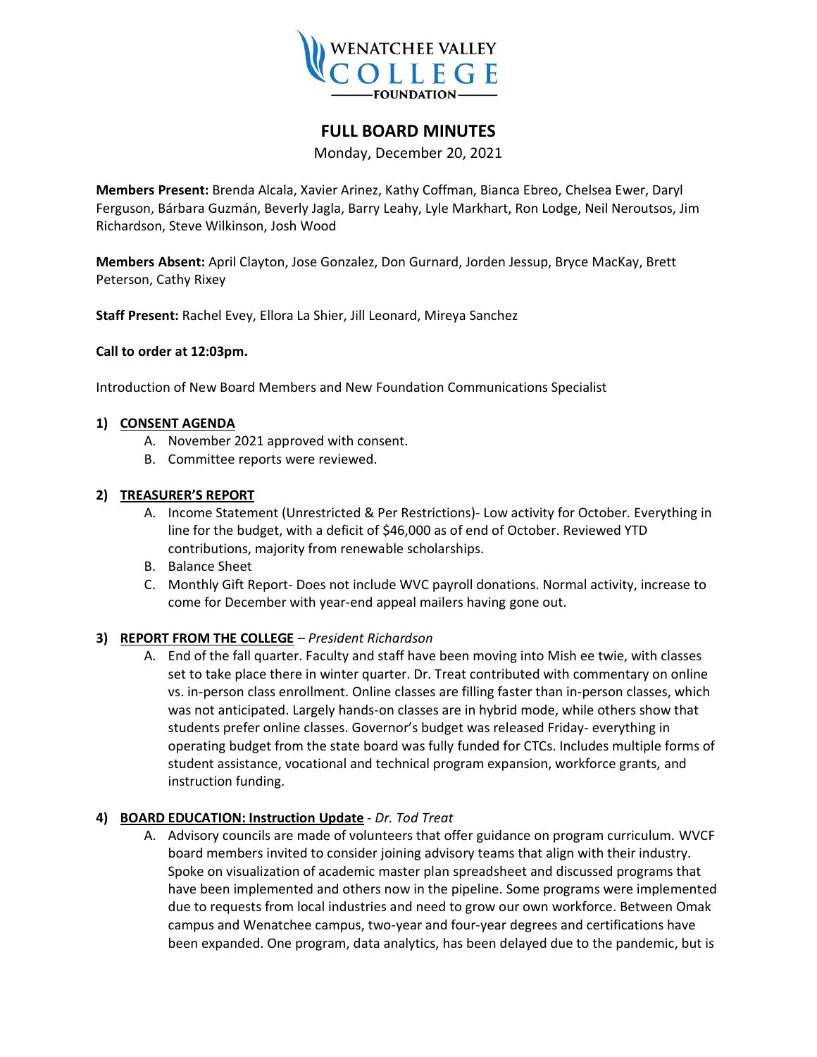# FULL BOARD MINUTES

Monday, December 20, 2021

**Members Present:** Brenda Alcala, Xavier Arinez, Kathy Coffman, Bianca Ebreo, Chelsea Ewer, Daryl Ferguson, Bárbara Guzmán, Beverly Jagla, Barry Leahy, Lyle Markhart, Ron Lodge, Neil Neroutsos, Jim Richardson, Steve Wilkinson, Josh Wood

**Members Absent:** April Clayton, Jose Gonzalez, Don Gurnard, Jorden Jessup, Bryce MacKay, Brett Peterson, Cathy Rixey

**Staff Present:** Rachel Evey, Ellora La Shier, Jill Leonard, Mireya Sanchez

**Call to order at 12:03pm.**

Introduction of New Board Members and New Foundation Communications Specialist

1) **CONSENT AGENDA**
   A. November 2021 approved with consent.
   B. Committee reports were reviewed.

2) **TREASURER'S REPORT**
   A. Income Statement (Unrestricted & Per Restrictions)- Low activity for October. Everything in line for the budget, with a deficit of $46,000 as of end of October. Reviewed YTD contributions, majority from renewable scholarships.
   B. Balance Sheet
   C. Monthly Gift Report- Does not include WVC payroll donations. Normal activity, increase to come for December with year-end appeal mailers having gone out.

3) **REPORT FROM THE COLLEGE** – *President Richardson*
   A. End of the fall quarter. Faculty and staff have been moving into Mish ee twie, with classes set to take place there in winter quarter. Dr. Treat contributed with commentary on online vs. in-person class enrollment. Online classes are filling faster than in-person classes, which was not anticipated. Largely hands-on classes are in hybrid mode, while others show that students prefer online classes. Governor's budget was released Friday- everything in operating budget from the state board was fully funded for CTCs. Includes multiple forms of student assistance, vocational and technical program expansion, workforce grants, and instruction funding.

4) **BOARD EDUCATION: Instruction Update** - *Dr. Tod Treat*
   A. Advisory councils are made of volunteers that offer guidance on program curriculum. WVCF board members invited to consider joining advisory teams that align with their industry. Spoke on visualization of academic master plan spreadsheet and discussed programs that have been implemented and others now in the pipeline. Some programs were implemented due to requests from local industries and need to grow our own workforce. Between Omak campus and Wenatchee campus, two-year and four-year degrees and certifications have been expanded. One program, data analytics, has been delayed due to the pandemic, but is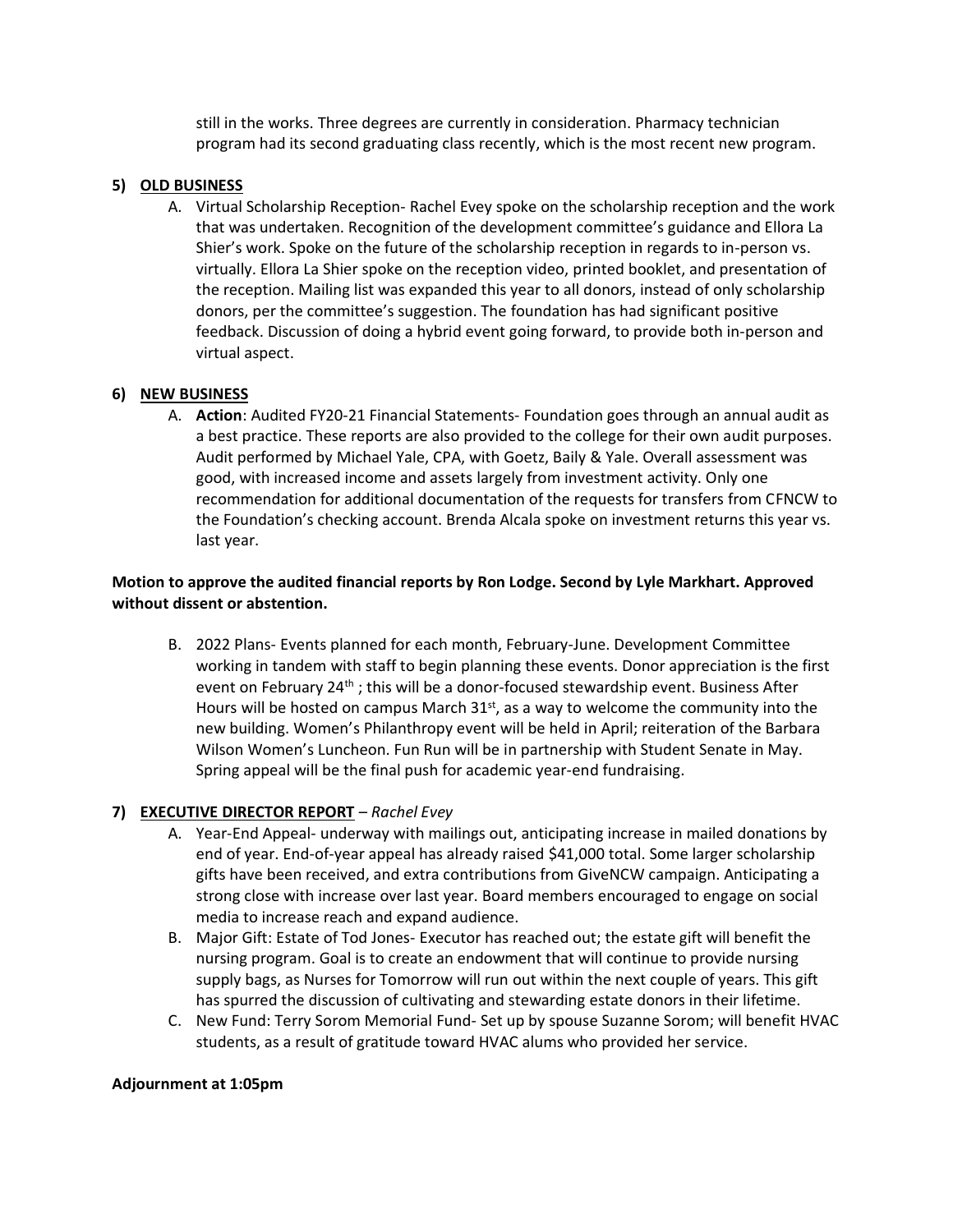still in the works. Three degrees are currently in consideration. Pharmacy technician program had its second graduating class recently, which is the most recent new program.

5) **OLD BUSINESS**

   A. Virtual Scholarship Reception- Rachel Evey spoke on the scholarship reception and the work that was undertaken. Recognition of the development committee's guidance and Ellora La Shier's work. Spoke on the future of the scholarship reception in regards to in-person vs. virtually. Ellora La Shier spoke on the reception video, printed booklet, and presentation of the reception. Mailing list was expanded this year to all donors, instead of only scholarship donors, per the committee's suggestion. The foundation has had significant positive feedback. Discussion of doing a hybrid event going forward, to provide both in-person and virtual aspect.

6) **NEW BUSINESS**

   A. **Action**: Audited FY20-21 Financial Statements- Foundation goes through an annual audit as a best practice. These reports are also provided to the college for their own audit purposes. Audit performed by Michael Yale, CPA, with Goetz, Baily & Yale. Overall assessment was good, with increased income and assets largely from investment activity. Only one recommendation for additional documentation of the requests for transfers from CFNCW to the Foundation's checking account. Brenda Alcala spoke on investment returns this year vs. last year.

**Motion to approve the audited financial reports by Ron Lodge. Second by Lyle Markhart. Approved without dissent or abstention.**

   B. 2022 Plans- Events planned for each month, February-June. Development Committee working in tandem with staff to begin planning these events. Donor appreciation is the first event on February 24th ; this will be a donor-focused stewardship event. Business After Hours will be hosted on campus March 31st, as a way to welcome the community into the new building. Women's Philanthropy event will be held in April; reiteration of the Barbara Wilson Women's Luncheon. Fun Run will be in partnership with Student Senate in May. Spring appeal will be the final push for academic year-end fundraising.

7) **EXECUTIVE DIRECTOR REPORT** – *Rachel Evey*

   A. Year-End Appeal- underway with mailings out, anticipating increase in mailed donations by end of year. End-of-year appeal has already raised $41,000 total. Some larger scholarship gifts have been received, and extra contributions from GiveNCW campaign. Anticipating a strong close with increase over last year. Board members encouraged to engage on social media to increase reach and expand audience.

   B. Major Gift: Estate of Tod Jones- Executor has reached out; the estate gift will benefit the nursing program. Goal is to create an endowment that will continue to provide nursing supply bags, as Nurses for Tomorrow will run out within the next couple of years. This gift has spurred the discussion of cultivating and stewarding estate donors in their lifetime.

   C. New Fund: Terry Sorom Memorial Fund- Set up by spouse Suzanne Sorom; will benefit HVAC students, as a result of gratitude toward HVAC alums who provided her service.

**Adjournment at 1:05pm**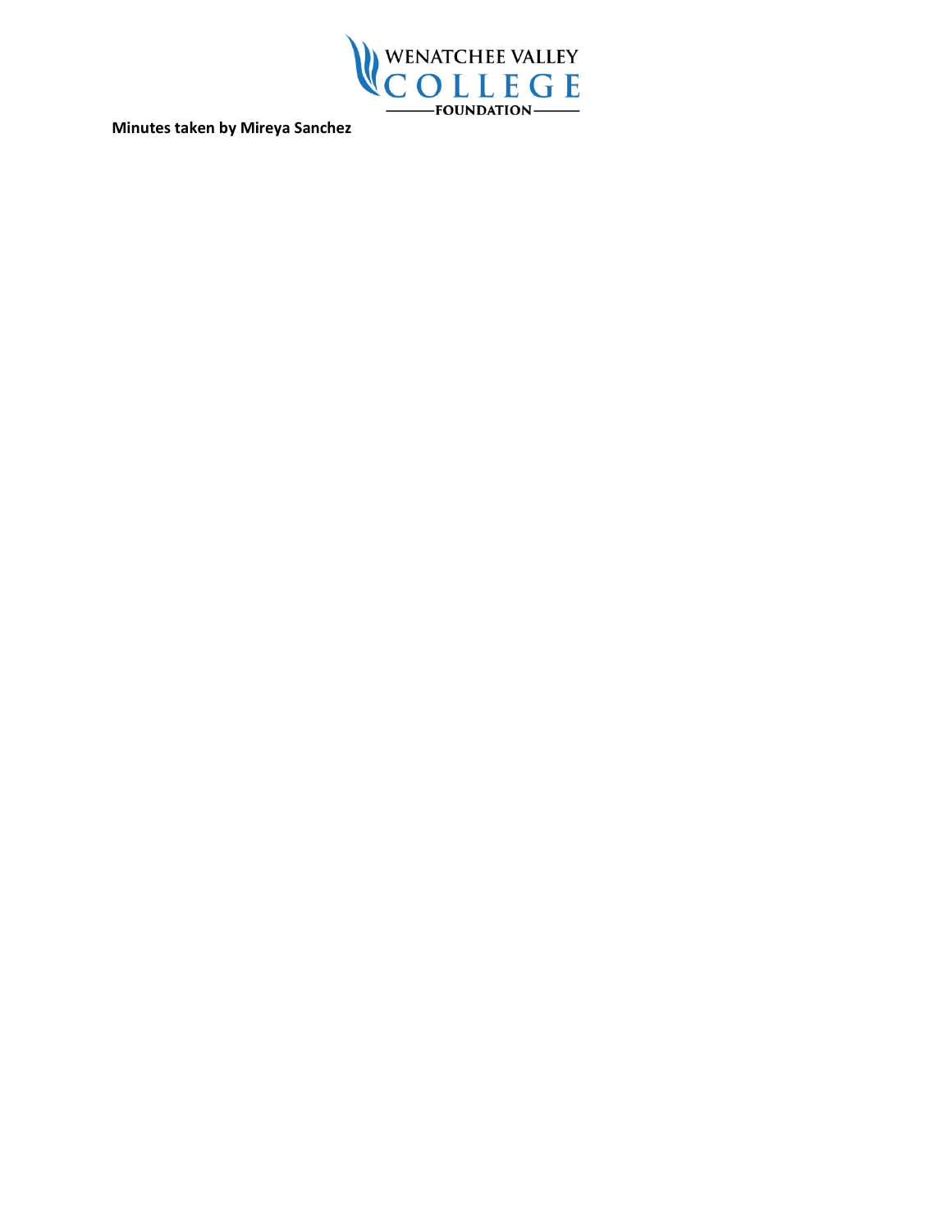**Minutes taken by Mireya Sanchez**